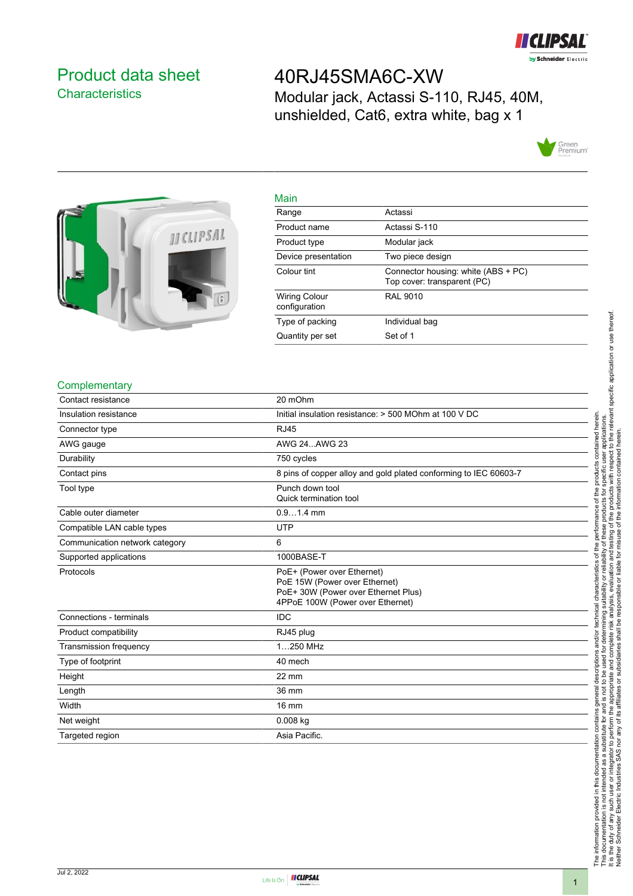# Product data sheet
## Characteristics

# 40RJ45SMA6C-XW
Modular jack, Actassi S-110, RJ45, 40M, unshielded, Cat6, extra white, bag x 1

## Main

| | |
|---|---|
| Range | Actassi |
| Product name | Actassi S-110 |
| Product type | Modular jack |
| Device presentation | Two piece design |
| Colour tint | Connector housing: white (ABS + PC)<br>Top cover: transparent (PC) |
| Wiring Colour configuration | RAL 9010 |
| Type of packing | Individual bag |
| Quantity per set | Set of 1 |

## Complementary

| | |
|---|---|
| Contact resistance | 20 mOhm |
| Insulation resistance | Initial insulation resistance: > 500 MOhm at 100 V DC |
| Connector type | RJ45 |
| AWG gauge | AWG 24...AWG 23 |
| Durability | 750 cycles |
| Contact pins | 8 pins of copper alloy and gold plated conforming to IEC 60603-7 |
| Tool type | Punch down tool<br>Quick termination tool |
| Cable outer diameter | 0.9…1.4 mm |
| Compatible LAN cable types | UTP |
| Communication network category | 6 |
| Supported applications | 1000BASE-T |
| Protocols | PoE+ (Power over Ethernet)<br>PoE 15W (Power over Ethernet)<br>PoE+ 30W (Power over Ethernet Plus)<br>4PPoE 100W (Power over Ethernet) |
| Connections - terminals | IDC |
| Product compatibility | RJ45 plug |
| Transmission frequency | 1…250 MHz |
| Type of footprint | 40 mech |
| Height | 22 mm |
| Length | 36 mm |
| Width | 16 mm |
| Net weight | 0.008 kg |
| Targeted region | Asia Pacific. |

The information provided in this documentation contains general descriptions and/or technical characteristics of the performance of the products contained herein. This documentation is not intended as a substitute for and is not to be used for determining suitability or reliability of these products for specific user applications. It is the duty of any such user or integrator to perform the appropriate and complete risk analysis, evaluation and testing of the products with respect to the relevant specific application or use thereof. Neither Schneider Electric Industries SAS nor any of its affiliates or subsidiaries shall be responsible or liable for misuse of the information contained herein.

Jul 2, 2022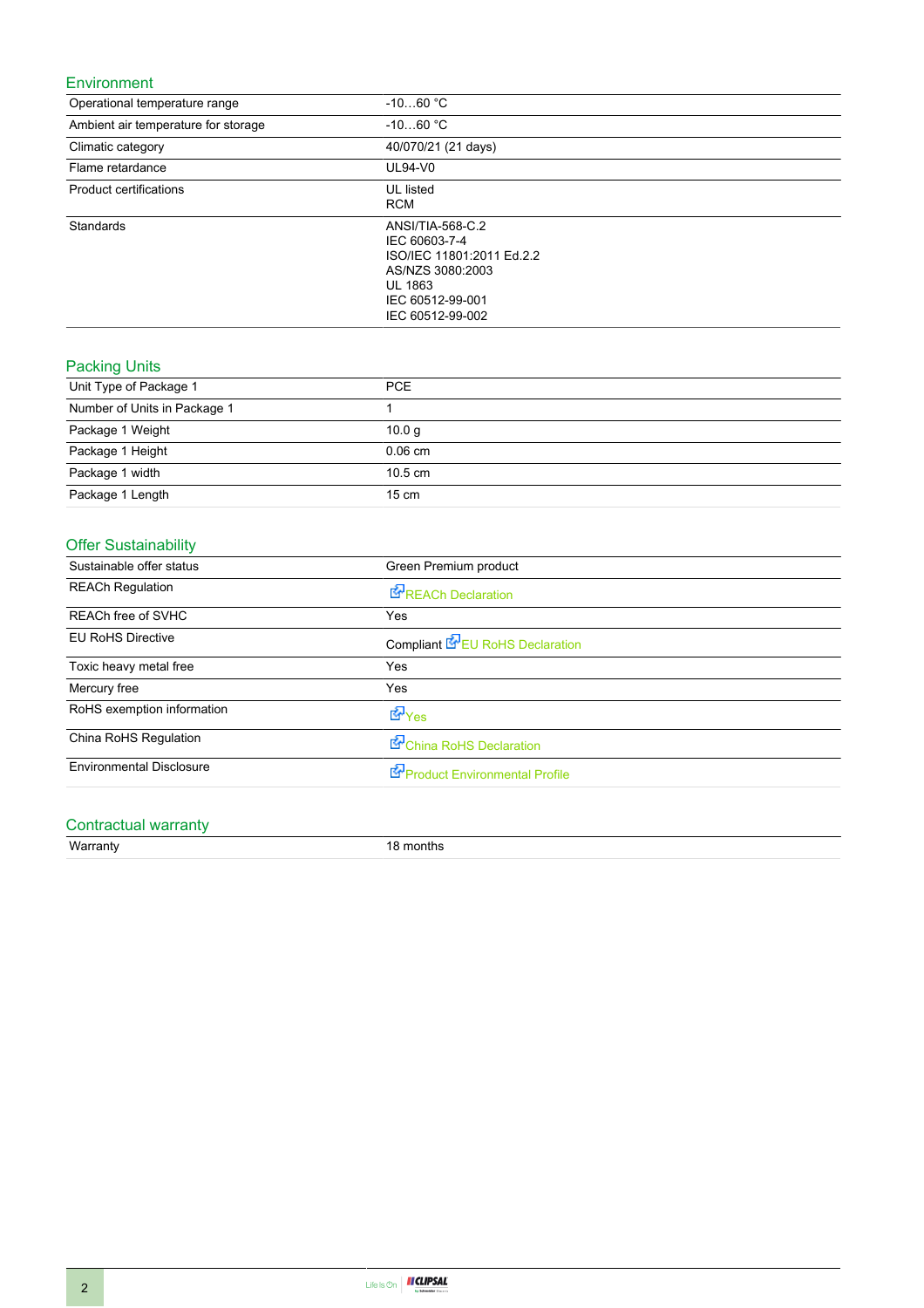## Environment

| | |
|---|---|
| Operational temperature range | -10…60 °C |
| Ambient air temperature for storage | -10…60 °C |
| Climatic category | 40/070/21 (21 days) |
| Flame retardance | UL94-V0 |
| Product certifications | UL listed<br>RCM |
| Standards | ANSI/TIA-568-C.2<br>IEC 60603-7-4<br>ISO/IEC 11801:2011 Ed.2.2<br>AS/NZS 3080:2003<br>UL 1863<br>IEC 60512-99-001<br>IEC 60512-99-002 |

## Packing Units

| | |
|---|---|
| Unit Type of Package 1 | PCE |
| Number of Units in Package 1 | 1 |
| Package 1 Weight | 10.0 g |
| Package 1 Height | 0.06 cm |
| Package 1 width | 10.5 cm |
| Package 1 Length | 15 cm |

## Offer Sustainability

| | |
|---|---|
| Sustainable offer status | Green Premium product |
| REACh Regulation | REACh Declaration |
| REACh free of SVHC | Yes |
| EU RoHS Directive | Compliant EU RoHS Declaration |
| Toxic heavy metal free | Yes |
| Mercury free | Yes |
| RoHS exemption information | Yes |
| China RoHS Regulation | China RoHS Declaration |
| Environmental Disclosure | Product Environmental Profile |

## Contractual warranty

| | |
|---|---|
| Warranty | 18 months |